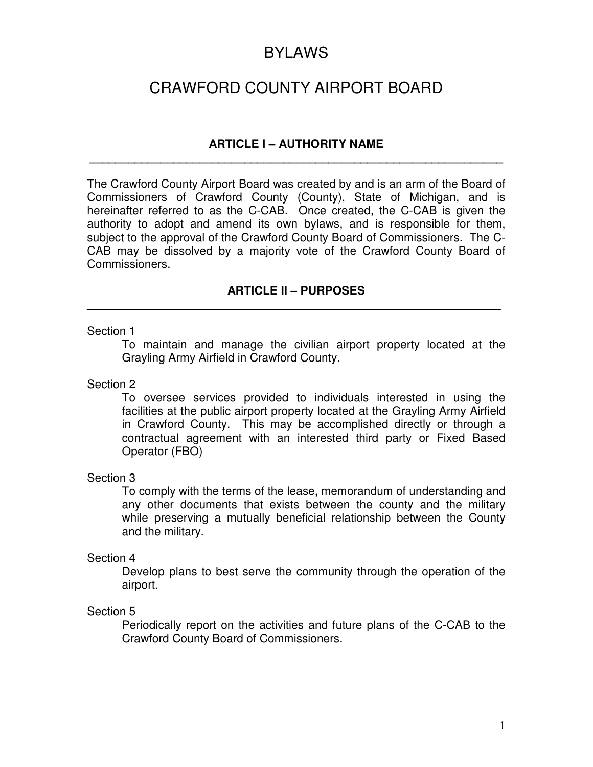# BYLAWS

# CRAWFORD COUNTY AIRPORT BOARD

## ARTICLE I – AUTHORITY NAME

The Crawford County Airport Board was created by and is an arm of the Board of Commissioners of Crawford County (County), State of Michigan, and is hereinafter referred to as the C-CAB. Once created, the C-CAB is given the authority to adopt and amend its own bylaws, and is responsible for them, subject to the approval of the Crawford County Board of Commissioners. The C-CAB may be dissolved by a majority vote of the Crawford County Board of Commissioners.

## ARTICLE II – PURPOSES

Section 1

To maintain and manage the civilian airport property located at the Grayling Army Airfield in Crawford County.

Section 2

To oversee services provided to individuals interested in using the facilities at the public airport property located at the Grayling Army Airfield in Crawford County. This may be accomplished directly or through a contractual agreement with an interested third party or Fixed Based Operator (FBO)

Section 3

To comply with the terms of the lease, memorandum of understanding and any other documents that exists between the county and the military while preserving a mutually beneficial relationship between the County and the military.

Section 4

Develop plans to best serve the community through the operation of the airport.

Section 5

Periodically report on the activities and future plans of the C-CAB to the Crawford County Board of Commissioners.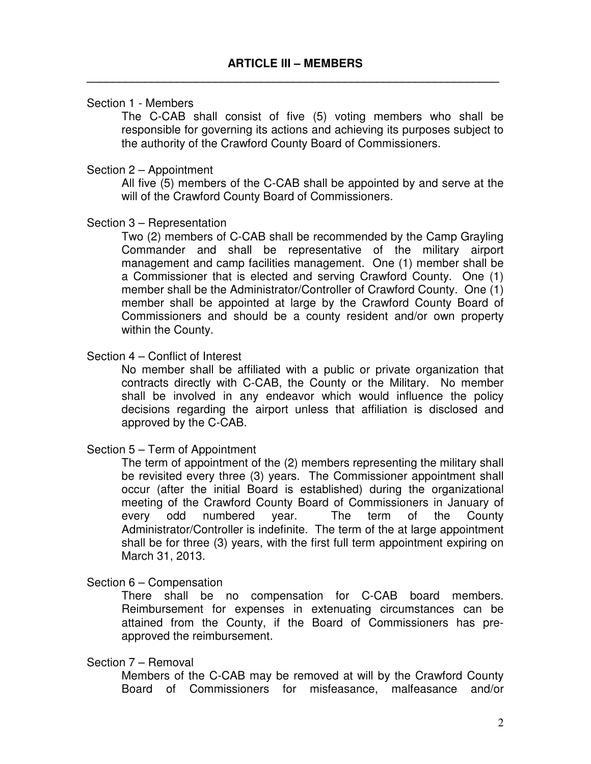## ARTICLE III – MEMBERS

Section 1 - Members

The C-CAB shall consist of five (5) voting members who shall be responsible for governing its actions and achieving its purposes subject to the authority of the Crawford County Board of Commissioners.

Section 2 – Appointment

All five (5) members of the C-CAB shall be appointed by and serve at the will of the Crawford County Board of Commissioners.

Section 3 – Representation

Two (2) members of C-CAB shall be recommended by the Camp Grayling Commander and shall be representative of the military airport management and camp facilities management. One (1) member shall be a Commissioner that is elected and serving Crawford County. One (1) member shall be the Administrator/Controller of Crawford County. One (1) member shall be appointed at large by the Crawford County Board of Commissioners and should be a county resident and/or own property within the County.

Section 4 – Conflict of Interest

No member shall be affiliated with a public or private organization that contracts directly with C-CAB, the County or the Military. No member shall be involved in any endeavor which would influence the policy decisions regarding the airport unless that affiliation is disclosed and approved by the C-CAB.

Section 5 – Term of Appointment

The term of appointment of the (2) members representing the military shall be revisited every three (3) years. The Commissioner appointment shall occur (after the initial Board is established) during the organizational meeting of the Crawford County Board of Commissioners in January of every odd numbered year. The term of the County Administrator/Controller is indefinite. The term of the at large appointment shall be for three (3) years, with the first full term appointment expiring on March 31, 2013.

Section 6 – Compensation

There shall be no compensation for C-CAB board members. Reimbursement for expenses in extenuating circumstances can be attained from the County, if the Board of Commissioners has pre-approved the reimbursement.

Section 7 – Removal

Members of the C-CAB may be removed at will by the Crawford County Board of Commissioners for misfeasance, malfeasance and/or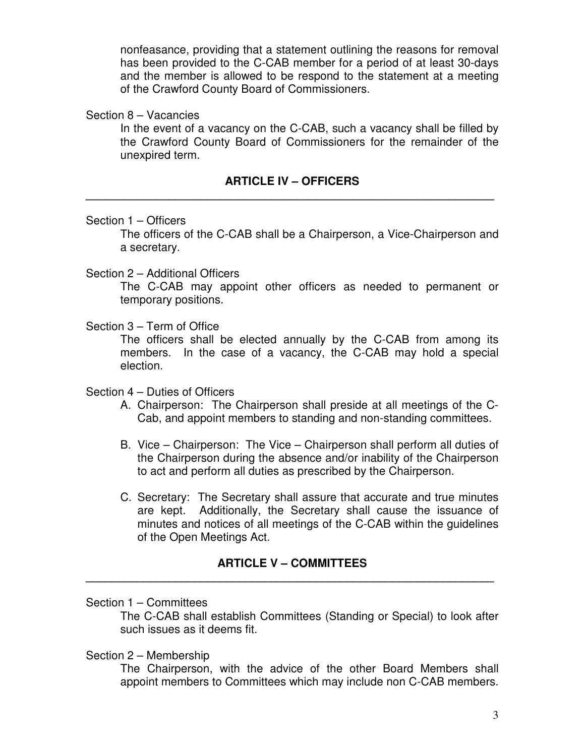nonfeasance, providing that a statement outlining the reasons for removal has been provided to the C-CAB member for a period of at least 30-days and the member is allowed to be respond to the statement at a meeting of the Crawford County Board of Commissioners.

Section 8 – Vacancies

In the event of a vacancy on the C-CAB, such a vacancy shall be filled by the Crawford County Board of Commissioners for the remainder of the unexpired term.

## ARTICLE IV – OFFICERS

Section 1 – Officers

The officers of the C-CAB shall be a Chairperson, a Vice-Chairperson and a secretary.

Section 2 – Additional Officers

The C-CAB may appoint other officers as needed to permanent or temporary positions.

Section 3 – Term of Office

The officers shall be elected annually by the C-CAB from among its members. In the case of a vacancy, the C-CAB may hold a special election.

Section 4 – Duties of Officers

A. Chairperson: The Chairperson shall preside at all meetings of the C-Cab, and appoint members to standing and non-standing committees.

B. Vice – Chairperson: The Vice – Chairperson shall perform all duties of the Chairperson during the absence and/or inability of the Chairperson to act and perform all duties as prescribed by the Chairperson.

C. Secretary: The Secretary shall assure that accurate and true minutes are kept. Additionally, the Secretary shall cause the issuance of minutes and notices of all meetings of the C-CAB within the guidelines of the Open Meetings Act.

## ARTICLE V – COMMITTEES

Section 1 – Committees

The C-CAB shall establish Committees (Standing or Special) to look after such issues as it deems fit.

Section 2 – Membership

The Chairperson, with the advice of the other Board Members shall appoint members to Committees which may include non C-CAB members.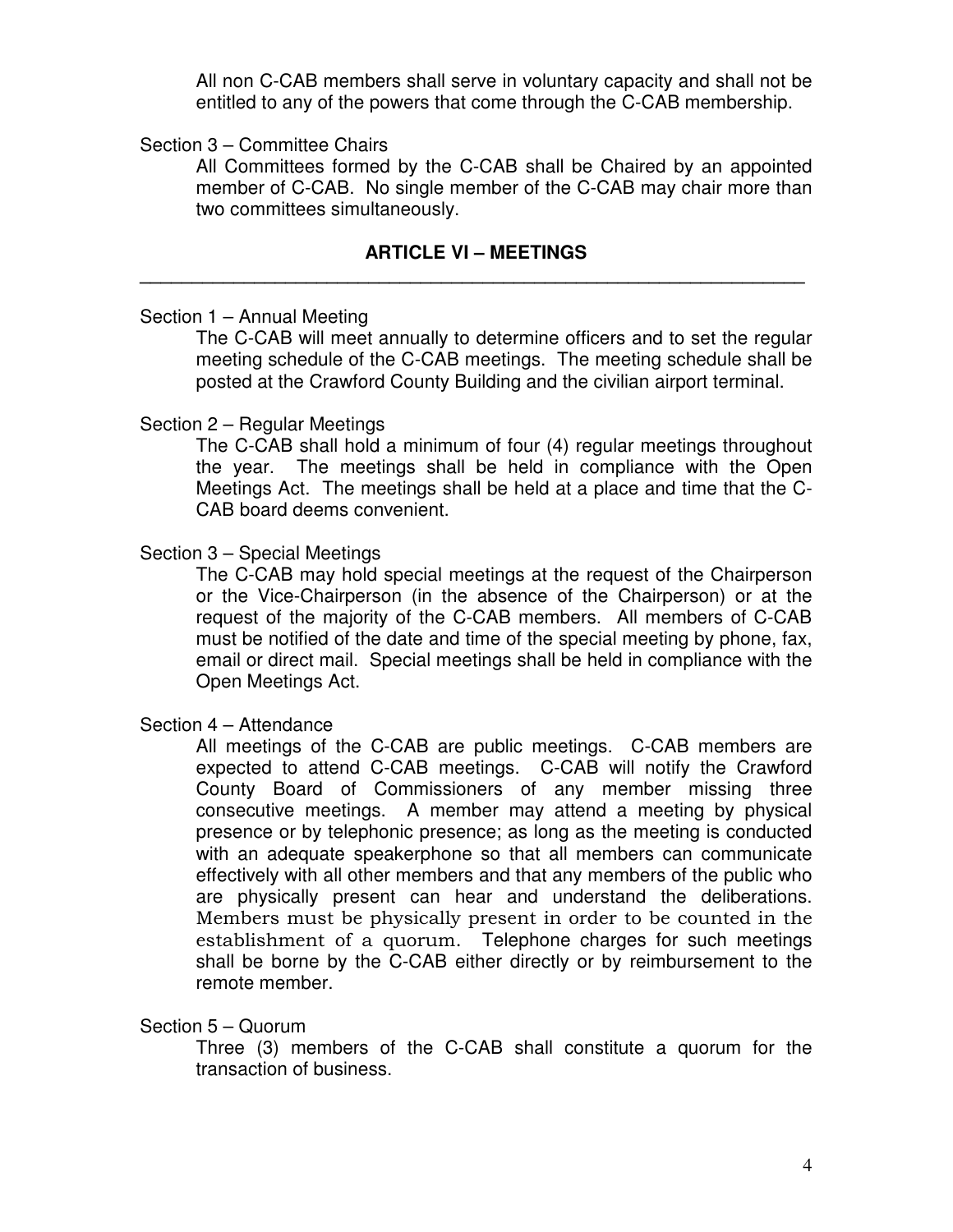All non C-CAB members shall serve in voluntary capacity and shall not be entitled to any of the powers that come through the C-CAB membership.

Section 3 – Committee Chairs

All Committees formed by the C-CAB shall be Chaired by an appointed member of C-CAB. No single member of the C-CAB may chair more than two committees simultaneously.

## ARTICLE VI – MEETINGS

Section 1 – Annual Meeting

The C-CAB will meet annually to determine officers and to set the regular meeting schedule of the C-CAB meetings. The meeting schedule shall be posted at the Crawford County Building and the civilian airport terminal.

Section 2 – Regular Meetings

The C-CAB shall hold a minimum of four (4) regular meetings throughout the year. The meetings shall be held in compliance with the Open Meetings Act. The meetings shall be held at a place and time that the C-CAB board deems convenient.

Section 3 – Special Meetings

The C-CAB may hold special meetings at the request of the Chairperson or the Vice-Chairperson (in the absence of the Chairperson) or at the request of the majority of the C-CAB members. All members of C-CAB must be notified of the date and time of the special meeting by phone, fax, email or direct mail. Special meetings shall be held in compliance with the Open Meetings Act.

Section 4 – Attendance

All meetings of the C-CAB are public meetings. C-CAB members are expected to attend C-CAB meetings. C-CAB will notify the Crawford County Board of Commissioners of any member missing three consecutive meetings. A member may attend a meeting by physical presence or by telephonic presence; as long as the meeting is conducted with an adequate speakerphone so that all members can communicate effectively with all other members and that any members of the public who are physically present can hear and understand the deliberations. Members must be physically present in order to be counted in the establishment of a quorum. Telephone charges for such meetings shall be borne by the C-CAB either directly or by reimbursement to the remote member.

Section 5 – Quorum

Three (3) members of the C-CAB shall constitute a quorum for the transaction of business.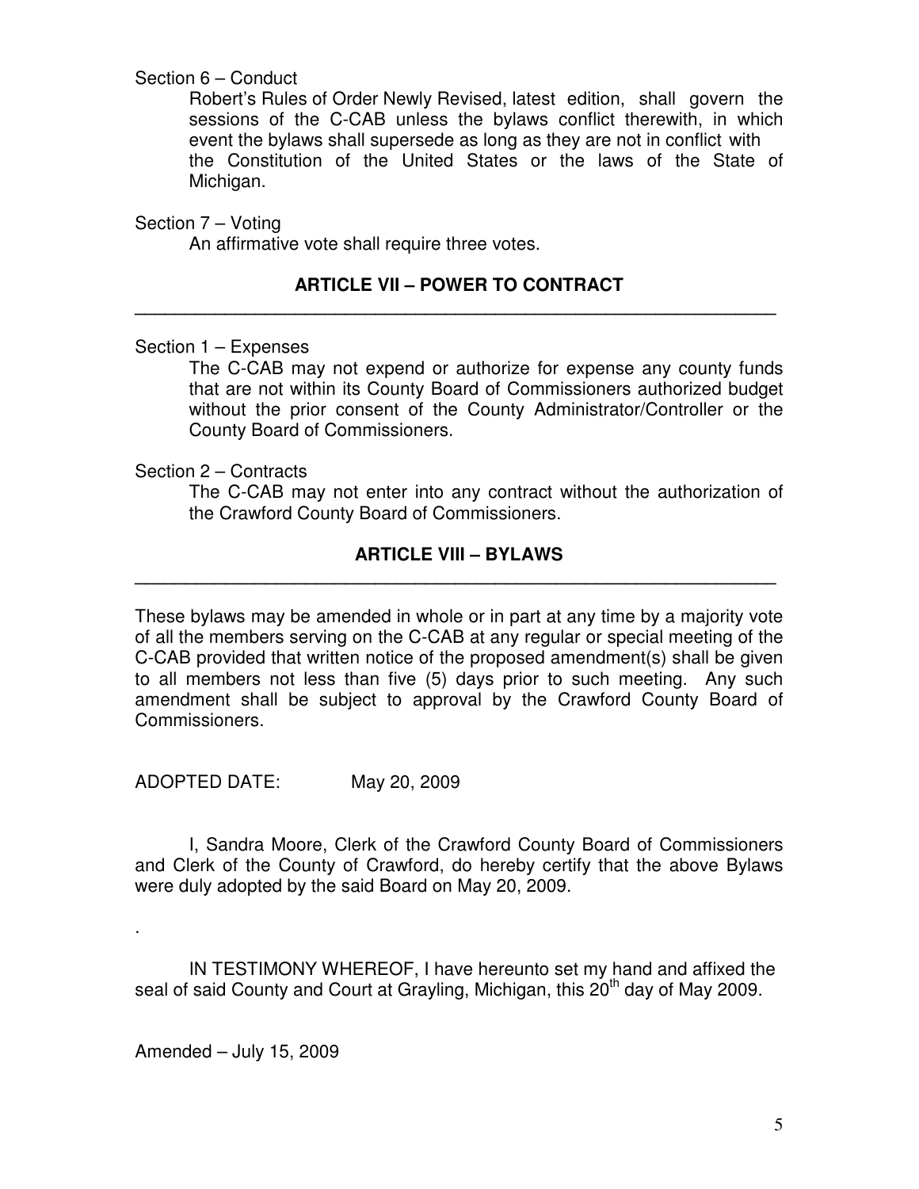Section 6 – Conduct

Robert's Rules of Order Newly Revised, latest edition, shall govern the sessions of the C-CAB unless the bylaws conflict therewith, in which event the bylaws shall supersede as long as they are not in conflict with the Constitution of the United States or the laws of the State of Michigan.

Section 7 – Voting

An affirmative vote shall require three votes.

## ARTICLE VII – POWER TO CONTRACT

Section 1 – Expenses

The C-CAB may not expend or authorize for expense any county funds that are not within its County Board of Commissioners authorized budget without the prior consent of the County Administrator/Controller or the County Board of Commissioners.

Section 2 – Contracts

The C-CAB may not enter into any contract without the authorization of the Crawford County Board of Commissioners.

## ARTICLE VIII – BYLAWS

These bylaws may be amended in whole or in part at any time by a majority vote of all the members serving on the C-CAB at any regular or special meeting of the C-CAB provided that written notice of the proposed amendment(s) shall be given to all members not less than five (5) days prior to such meeting. Any such amendment shall be subject to approval by the Crawford County Board of Commissioners.

ADOPTED DATE: May 20, 2009

I, Sandra Moore, Clerk of the Crawford County Board of Commissioners and Clerk of the County of Crawford, do hereby certify that the above Bylaws were duly adopted by the said Board on May 20, 2009.

.

IN TESTIMONY WHEREOF, I have hereunto set my hand and affixed the seal of said County and Court at Grayling, Michigan, this 20th day of May 2009.

Amended – July 15, 2009